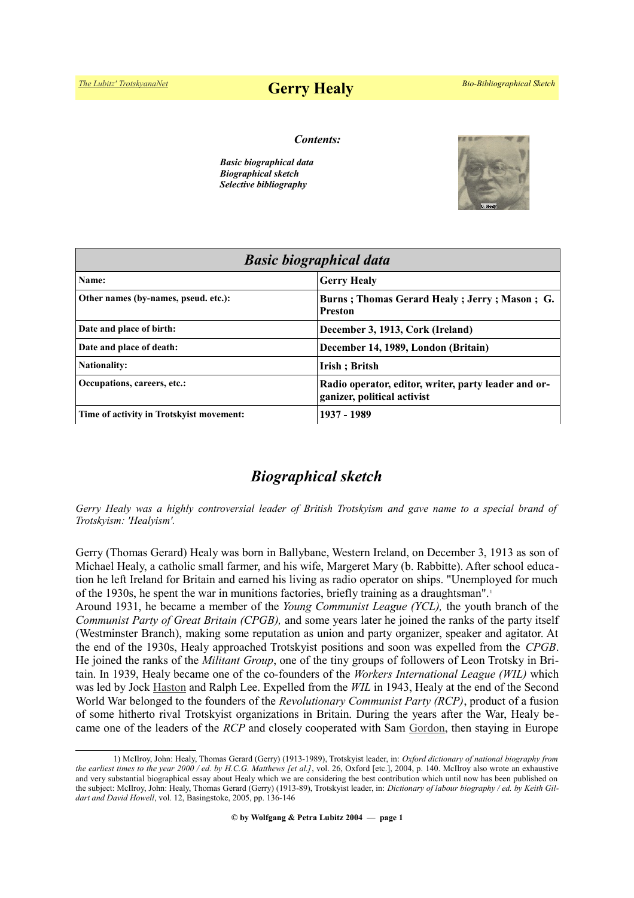# Gerry Healy

*Contents:*

*Basic biographical data*
*Biographical sketch*
*Selective bibliography*

| *Basic biographical data* | |
|---|---|
| **Name:** | **Gerry Healy** |
| **Other names (by-names, pseud. etc.):** | **Burns ; Thomas Gerard Healy ; Jerry ; Mason ; G. Preston** |
| **Date and place of birth:** | **December 3, 1913, Cork (Ireland)** |
| **Date and place of death:** | **December 14, 1989, London (Britain)** |
| **Nationality:** | **Irish ; Britsh** |
| **Occupations, careers, etc.:** | **Radio operator, editor, writer, party leader and organizer, political activist** |
| **Time of activity in Trotskyist movement:** | **1937 - 1989** |

## *Biographical sketch*

*Gerry Healy was a highly controversial leader of British Trotskyism and gave name to a special brand of Trotskyism: 'Healyism'.*

Gerry (Thomas Gerard) Healy was born in Ballybane, Western Ireland, on December 3, 1913 as son of Michael Healy, a catholic small farmer, and his wife, Margeret Mary (b. Rabbitte). After school education he left Ireland for Britain and earned his living as radio operator on ships. "Unemployed for much of the 1930s, he spent the war in munitions factories, briefly training as a draughtsman".[1]

Around 1931, he became a member of the *Young Communist League (YCL),* the youth branch of the *Communist Party of Great Britain (CPGB),* and some years later he joined the ranks of the party itself (Westminster Branch), making some reputation as union and party organizer, speaker and agitator. At the end of the 1930s, Healy approached Trotskyist positions and soon was expelled from the *CPGB*. He joined the ranks of the *Militant Group*, one of the tiny groups of followers of Leon Trotsky in Britain. In 1939, Healy became one of the co-founders of the *Workers International League (WIL)* which was led by Jock Haston and Ralph Lee. Expelled from the *WIL* in 1943, Healy at the end of the Second World War belonged to the founders of the *Revolutionary Communist Party (RCP)*, product of a fusion of some hitherto rival Trotskyist organizations in Britain. During the years after the War, Healy became one of the leaders of the *RCP* and closely cooperated with Sam Gordon, then staying in Europe

---

1) McIlroy, John: Healy, Thomas Gerard (Gerry) (1913-1989), Trotskyist leader, in: *Oxford dictionary of national biography from the earliest times to the year 2000 / ed. by H.C.G. Matthews [et al.]*, vol. 26, Oxford [etc.], 2004, p. 140. McIlroy also wrote an exhaustive and very substantial biographical essay about Healy which we are considering the best contribution which until now has been published on the subject: McIlroy, John: Healy, Thomas Gerard (Gerry) (1913-89), Trotskyist leader, in: *Dictionary of labour biography / ed. by Keith Gildart and David Howell*, vol. 12, Basingstoke, 2005, pp. 136-146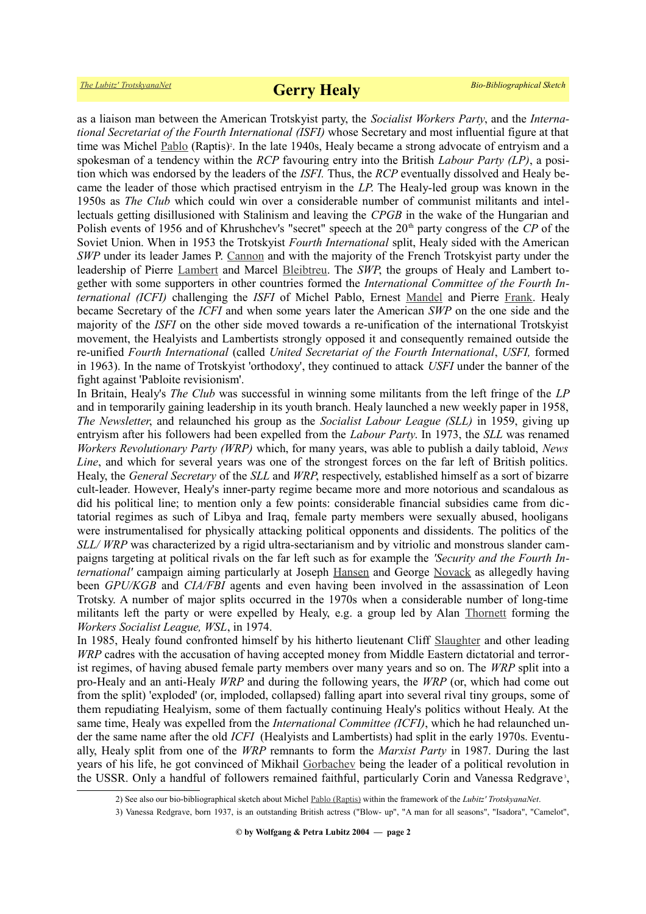as a liaison man between the American Trotskyist party, the *Socialist Workers Party*, and the *International Secretariat of the Fourth International (ISFI)* whose Secretary and most influential figure at that time was Michel Pablo (Raptis)[2]. In the late 1940s, Healy became a strong advocate of entryism and a spokesman of a tendency within the *RCP* favouring entry into the British *Labour Party (LP)*, a position which was endorsed by the leaders of the *ISFI*. Thus, the *RCP* eventually dissolved and Healy became the leader of those which practised entryism in the *LP*. The Healy-led group was known in the 1950s as *The Club* which could win over a considerable number of communist militants and intellectuals getting disillusioned with Stalinism and leaving the *CPGB* in the wake of the Hungarian and Polish events of 1956 and of Khrushchev's "secret" speech at the 20th party congress of the *CP* of the Soviet Union. When in 1953 the Trotskyist *Fourth International* split, Healy sided with the American *SWP* under its leader James P. Cannon and with the majority of the French Trotskyist party under the leadership of Pierre Lambert and Marcel Bleibtreu. The *SWP*, the groups of Healy and Lambert together with some supporters in other countries formed the *International Committee of the Fourth International (ICFI)* challenging the *ISFI* of Michel Pablo, Ernest Mandel and Pierre Frank. Healy became Secretary of the *ICFI* and when some years later the American *SWP* on the one side and the majority of the *ISFI* on the other side moved towards a re-unification of the international Trotskyist movement, the Healyists and Lambertists strongly opposed it and consequently remained outside the re-unified *Fourth International* (called *United Secretariat of the Fourth International*, *USFI,* formed in 1963). In the name of Trotskyist 'orthodoxy', they continued to attack *USFI* under the banner of the fight against 'Pabloite revisionism'.

In Britain, Healy's *The Club* was successful in winning some militants from the left fringe of the *LP* and in temporarily gaining leadership in its youth branch. Healy launched a new weekly paper in 1958, *The Newsletter*, and relaunched his group as the *Socialist Labour League (SLL)* in 1959, giving up entryism after his followers had been expelled from the *Labour Party*. In 1973, the *SLL* was renamed *Workers Revolutionary Party (WRP)* which, for many years, was able to publish a daily tabloid, *News Line*, and which for several years was one of the strongest forces on the far left of British politics. Healy, the *General Secretary* of the *SLL* and *WRP*, respectively, established himself as a sort of bizarre cult-leader. However, Healy's inner-party regime became more and more notorious and scandalous as did his political line; to mention only a few points: considerable financial subsidies came from dictatorial regimes as such of Libya and Iraq, female party members were sexually abused, hooligans were instrumentalised for physically attacking political opponents and dissidents. The politics of the *SLL/ WRP* was characterized by a rigid ultra-sectarianism and by vitriolic and monstrous slander campaigns targeting at political rivals on the far left such as for example the *'Security and the Fourth International'* campaign aiming particularly at Joseph Hansen and George Novack as allegedly having been *GPU/KGB* and *CIA/FBI* agents and even having been involved in the assassination of Leon Trotsky. A number of major splits occurred in the 1970s when a considerable number of long-time militants left the party or were expelled by Healy, e.g. a group led by Alan Thornett forming the *Workers Socialist League, WSL*, in 1974.

In 1985, Healy found confronted himself by his hitherto lieutenant Cliff Slaughter and other leading *WRP* cadres with the accusation of having accepted money from Middle Eastern dictatorial and terrorist regimes, of having abused female party members over many years and so on. The *WRP* split into a pro-Healy and an anti-Healy *WRP* and during the following years, the *WRP* (or, which had come out from the split) 'exploded' (or, imploded, collapsed) falling apart into several rival tiny groups, some of them repudiating Healyism, some of them factually continuing Healy's politics without Healy. At the same time, Healy was expelled from the *International Committee (ICFI)*, which he had relaunched under the same name after the old *ICFI* (Healyists and Lambertists) had split in the early 1970s. Eventually, Healy split from one of the *WRP* remnants to form the *Marxist Party* in 1987. During the last years of his life, he got convinced of Mikhail Gorbachev being the leader of a political revolution in the USSR. Only a handful of followers remained faithful, particularly Corin and Vanessa Redgrave[3],

2) See also our bio-bibliographical sketch about Michel Pablo (Raptis) within the framework of the *Lubitz' TrotskyanaNet*.

3) Vanessa Redgrave, born 1937, is an outstanding British actress ("Blow- up", "A man for all seasons", "Isadora", "Camelot",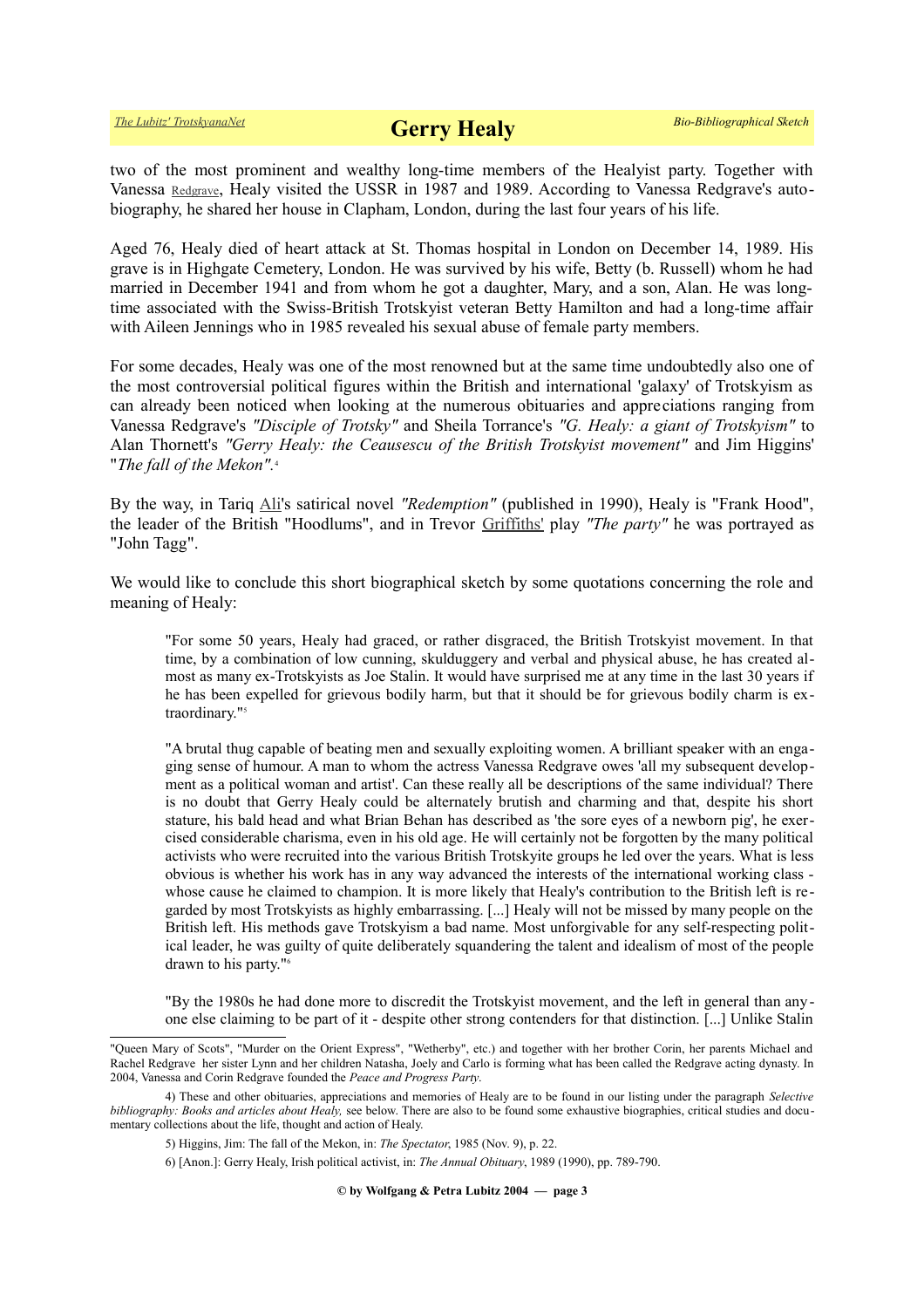two of the most prominent and wealthy long-time members of the Healyist party. Together with Vanessa Redgrave, Healy visited the USSR in 1987 and 1989. According to Vanessa Redgrave's autobiography, he shared her house in Clapham, London, during the last four years of his life.

Aged 76, Healy died of heart attack at St. Thomas hospital in London on December 14, 1989. His grave is in Highgate Cemetery, London. He was survived by his wife, Betty (b. Russell) whom he had married in December 1941 and from whom he got a daughter, Mary, and a son, Alan. He was longtime associated with the Swiss-British Trotskyist veteran Betty Hamilton and had a long-time affair with Aileen Jennings who in 1985 revealed his sexual abuse of female party members.

For some decades, Healy was one of the most renowned but at the same time undoubtedly also one of the most controversial political figures within the British and international 'galaxy' of Trotskyism as can already been noticed when looking at the numerous obituaries and appreciations ranging from Vanessa Redgrave's *"Disciple of Trotsky"* and Sheila Torrance's *"G. Healy: a giant of Trotskyism"* to Alan Thornett's *"Gerry Healy: the Ceausescu of the British Trotskyist movement"* and Jim Higgins' "*The fall of the Mekon"*.[4]

By the way, in Tariq Ali's satirical novel *"Redemption"* (published in 1990), Healy is "Frank Hood", the leader of the British "Hoodlums", and in Trevor Griffiths' play *"The party"* he was portrayed as "John Tagg".

We would like to conclude this short biographical sketch by some quotations concerning the role and meaning of Healy:

> "For some 50 years, Healy had graced, or rather disgraced, the British Trotskyist movement. In that time, by a combination of low cunning, skulduggery and verbal and physical abuse, he has created almost as many ex-Trotskyists as Joe Stalin. It would have surprised me at any time in the last 30 years if he has been expelled for grievous bodily harm, but that it should be for grievous bodily charm is extraordinary."[5]

> "A brutal thug capable of beating men and sexually exploiting women. A brilliant speaker with an engaging sense of humour. A man to whom the actress Vanessa Redgrave owes 'all my subsequent development as a political woman and artist'. Can these really all be descriptions of the same individual? There is no doubt that Gerry Healy could be alternately brutish and charming and that, despite his short stature, his bald head and what Brian Behan has described as 'the sore eyes of a newborn pig', he exercised considerable charisma, even in his old age. He will certainly not be forgotten by the many political activists who were recruited into the various British Trotskyite groups he led over the years. What is less obvious is whether his work has in any way advanced the interests of the international working class - whose cause he claimed to champion. It is more likely that Healy's contribution to the British left is regarded by most Trotskyists as highly embarrassing. [...] Healy will not be missed by many people on the British left. His methods gave Trotskyism a bad name. Most unforgivable for any self-respecting political leader, he was guilty of quite deliberately squandering the talent and idealism of most of the people drawn to his party."[6]

> "By the 1980s he had done more to discredit the Trotskyist movement, and the left in general than anyone else claiming to be part of it - despite other strong contenders for that distinction. [...] Unlike Stalin

---

"Queen Mary of Scots", "Murder on the Orient Express", "Wetherby", etc.) and together with her brother Corin, her parents Michael and Rachel Redgrave her sister Lynn and her children Natasha, Joely and Carlo is forming what has been called the Redgrave acting dynasty. In 2004, Vanessa and Corin Redgrave founded the *Peace and Progress Party*.

4) These and other obituaries, appreciations and memories of Healy are to be found in our listing under the paragraph *Selective bibliography: Books and articles about Healy,* see below. There are also to be found some exhaustive biographies, critical studies and documentary collections about the life, thought and action of Healy.

5) Higgins, Jim: The fall of the Mekon, in: *The Spectator*, 1985 (Nov. 9), p. 22.

6) [Anon.]: Gerry Healy, Irish political activist, in: *The Annual Obituary*, 1989 (1990), pp. 789-790.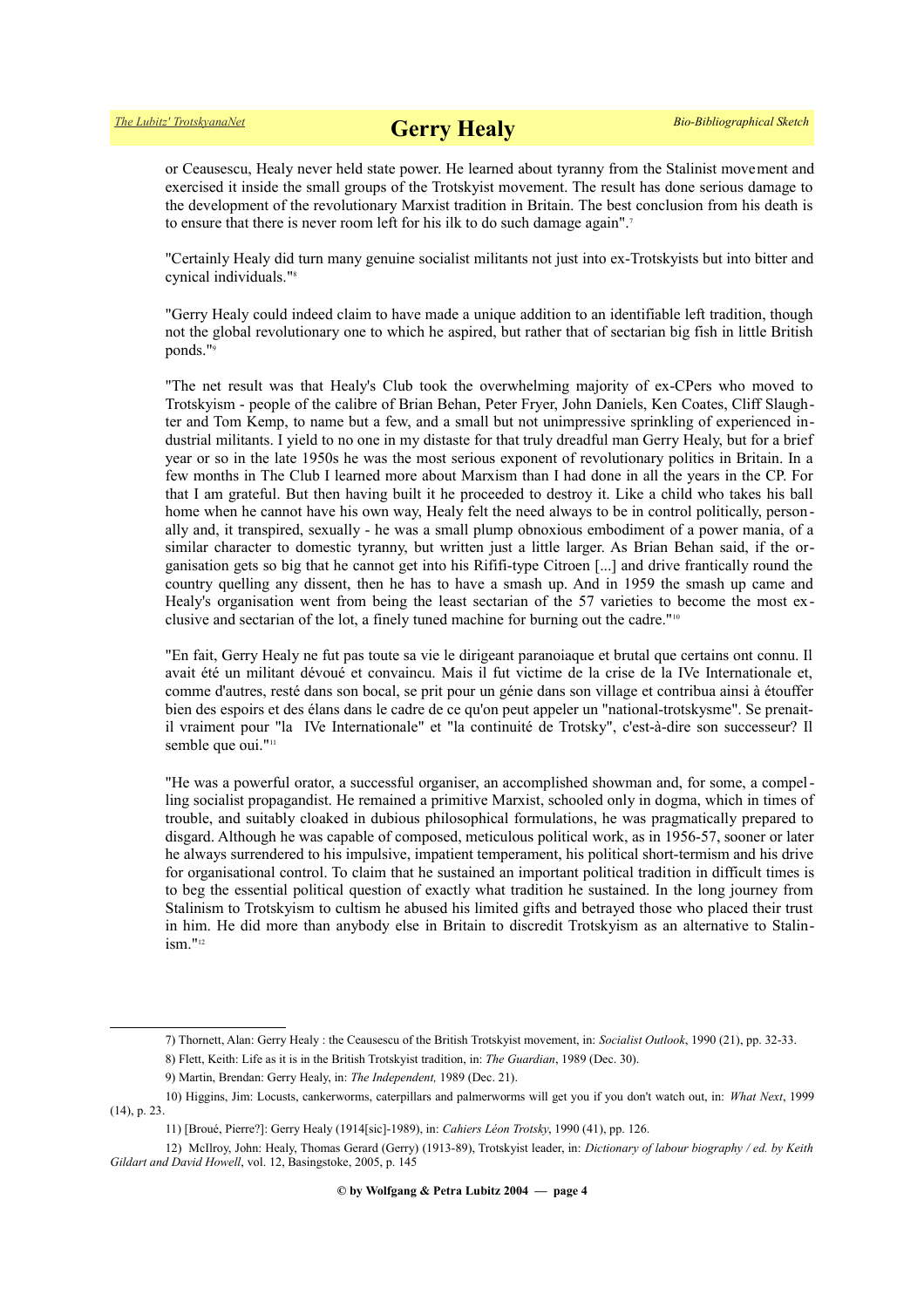or Ceausescu, Healy never held state power. He learned about tyranny from the Stalinist movement and exercised it inside the small groups of the Trotskyist movement. The result has done serious damage to the development of the revolutionary Marxist tradition in Britain. The best conclusion from his death is to ensure that there is never room left for his ilk to do such damage again".[7]

"Certainly Healy did turn many genuine socialist militants not just into ex-Trotskyists but into bitter and cynical individuals."[8]

"Gerry Healy could indeed claim to have made a unique addition to an identifiable left tradition, though not the global revolutionary one to which he aspired, but rather that of sectarian big fish in little British ponds."[9]

"The net result was that Healy's Club took the overwhelming majority of ex-CPers who moved to Trotskyism - people of the calibre of Brian Behan, Peter Fryer, John Daniels, Ken Coates, Cliff Slaughter and Tom Kemp, to name but a few, and a small but not unimpressive sprinkling of experienced industrial militants. I yield to no one in my distaste for that truly dreadful man Gerry Healy, but for a brief year or so in the late 1950s he was the most serious exponent of revolutionary politics in Britain. In a few months in The Club I learned more about Marxism than I had done in all the years in the CP. For that I am grateful. But then having built it he proceeded to destroy it. Like a child who takes his ball home when he cannot have his own way, Healy felt the need always to be in control politically, personally and, it transpired, sexually - he was a small plump obnoxious embodiment of a power mania, of a similar character to domestic tyranny, but written just a little larger. As Brian Behan said, if the organisation gets so big that he cannot get into his Rififi-type Citroen [...] and drive frantically round the country quelling any dissent, then he has to have a smash up. And in 1959 the smash up came and Healy's organisation went from being the least sectarian of the 57 varieties to become the most exclusive and sectarian of the lot, a finely tuned machine for burning out the cadre."[10]

"En fait, Gerry Healy ne fut pas toute sa vie le dirigeant paranoiaque et brutal que certains ont connu. Il avait été un militant dévoué et convaincu. Mais il fut victime de la crise de la IVe Internationale et, comme d'autres, resté dans son bocal, se prit pour un génie dans son village et contribua ainsi à étouffer bien des espoirs et des élans dans le cadre de ce qu'on peut appeler un "national-trotskysme". Se prenait-il vraiment pour "la IVe Internationale" et "la continuité de Trotsky", c'est-à-dire son successeur? Il semble que oui."[11]

"He was a powerful orator, a successful organiser, an accomplished showman and, for some, a compelling socialist propagandist. He remained a primitive Marxist, schooled only in dogma, which in times of trouble, and suitably cloaked in dubious philosophical formulations, he was pragmatically prepared to disgard. Although he was capable of composed, meticulous political work, as in 1956-57, sooner or later he always surrendered to his impulsive, impatient temperament, his political short-termism and his drive for organisational control. To claim that he sustained an important political tradition in difficult times is to beg the essential political question of exactly what tradition he sustained. In the long journey from Stalinism to Trotskyism to cultism he abused his limited gifts and betrayed those who placed their trust in him. He did more than anybody else in Britain to discredit Trotskyism as an alternative to Stalinism."[12]

---

7) Thornett, Alan: Gerry Healy : the Ceausescu of the British Trotskyist movement, in: *Socialist Outlook*, 1990 (21), pp. 32-33.

8) Flett, Keith: Life as it is in the British Trotskyist tradition, in: *The Guardian*, 1989 (Dec. 30).

9) Martin, Brendan: Gerry Healy, in: *The Independent,* 1989 (Dec. 21).

10) Higgins, Jim: Locusts, cankerworms, caterpillars and palmerworms will get you if you don't watch out, in: *What Next*, 1999 (14), p. 23.

11) [Broué, Pierre?]: Gerry Healy (1914[sic]-1989), in: *Cahiers Léon Trotsky*, 1990 (41), pp. 126.

12) McIlroy, John: Healy, Thomas Gerard (Gerry) (1913-89), Trotskyist leader, in: *Dictionary of labour biography / ed. by Keith Gildart and David Howell*, vol. 12, Basingstoke, 2005, p. 145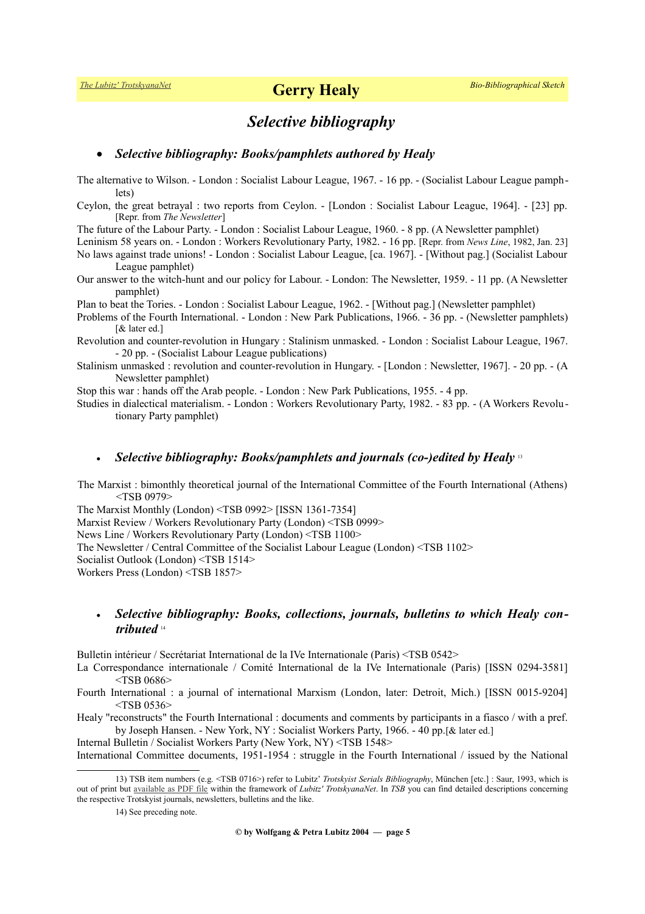# *Selective bibliography*

- ***Selective bibliography: Books/pamphlets authored by Healy***

The alternative to Wilson. - London : Socialist Labour League, 1967. - 16 pp. - (Socialist Labour League pamphlets)

Ceylon, the great betrayal : two reports from Ceylon. - [London : Socialist Labour League, 1964]. - [23] pp. [Repr. from *The Newsletter*]

The future of the Labour Party. - London : Socialist Labour League, 1960. - 8 pp. (A Newsletter pamphlet)

Leninism 58 years on. - London : Workers Revolutionary Party, 1982. - 16 pp. [Repr. from *News Line*, 1982, Jan. 23]

No laws against trade unions! - London : Socialist Labour League, [ca. 1967]. - [Without pag.] (Socialist Labour League pamphlet)

Our answer to the witch-hunt and our policy for Labour. - London: The Newsletter, 1959. - 11 pp. (A Newsletter pamphlet)

Plan to beat the Tories. - London : Socialist Labour League, 1962. - [Without pag.] (Newsletter pamphlet)

Problems of the Fourth International. - London : New Park Publications, 1966. - 36 pp. - (Newsletter pamphlets) [& later ed.]

Revolution and counter-revolution in Hungary : Stalinism unmasked. - London : Socialist Labour League, 1967. - 20 pp. - (Socialist Labour League publications)

Stalinism unmasked : revolution and counter-revolution in Hungary. - [London : Newsletter, 1967]. - 20 pp. - (A Newsletter pamphlet)

Stop this war : hands off the Arab people. - London : New Park Publications, 1955. - 4 pp.

Studies in dialectical materialism. - London : Workers Revolutionary Party, 1982. - 83 pp. - (A Workers Revolutionary Party pamphlet)

- ***Selective bibliography: Books/pamphlets and journals (co-)edited by Healy*** [13]

The Marxist : bimonthly theoretical journal of the International Committee of the Fourth International (Athens) <TSB 0979>

The Marxist Monthly (London) <TSB 0992> [ISSN 1361-7354]

Marxist Review / Workers Revolutionary Party (London) <TSB 0999>

News Line / Workers Revolutionary Party (London) <TSB 1100>

The Newsletter / Central Committee of the Socialist Labour League (London) <TSB 1102>

Socialist Outlook (London) <TSB 1514>

Workers Press (London) <TSB 1857>

- ***Selective bibliography: Books, collections, journals, bulletins to which Healy contributed*** [14]

Bulletin intérieur / Secrétariat International de la IVe Internationale (Paris) <TSB 0542>

La Correspondance internationale / Comité International de la IVe Internationale (Paris) [ISSN 0294-3581] <TSB 0686>

Fourth International : a journal of international Marxism (London, later: Detroit, Mich.) [ISSN 0015-9204] <TSB 0536>

Healy "reconstructs" the Fourth International : documents and comments by participants in a fiasco / with a pref. by Joseph Hansen. - New York, NY : Socialist Workers Party, 1966. - 40 pp.[& later ed.]

Internal Bulletin / Socialist Workers Party (New York, NY) <TSB 1548>

International Committee documents, 1951-1954 : struggle in the Fourth International / issued by the National

---

13) TSB item numbers (e.g. <TSB 0716>) refer to Lubitz' *Trotskyist Serials Bibliography*, München [etc.] : Saur, 1993, which is out of print but available as PDF file within the framework of *Lubitz' TrotskyanaNet*. In *TSB* you can find detailed descriptions concerning the respective Trotskyist journals, newsletters, bulletins and the like.

14) See preceding note.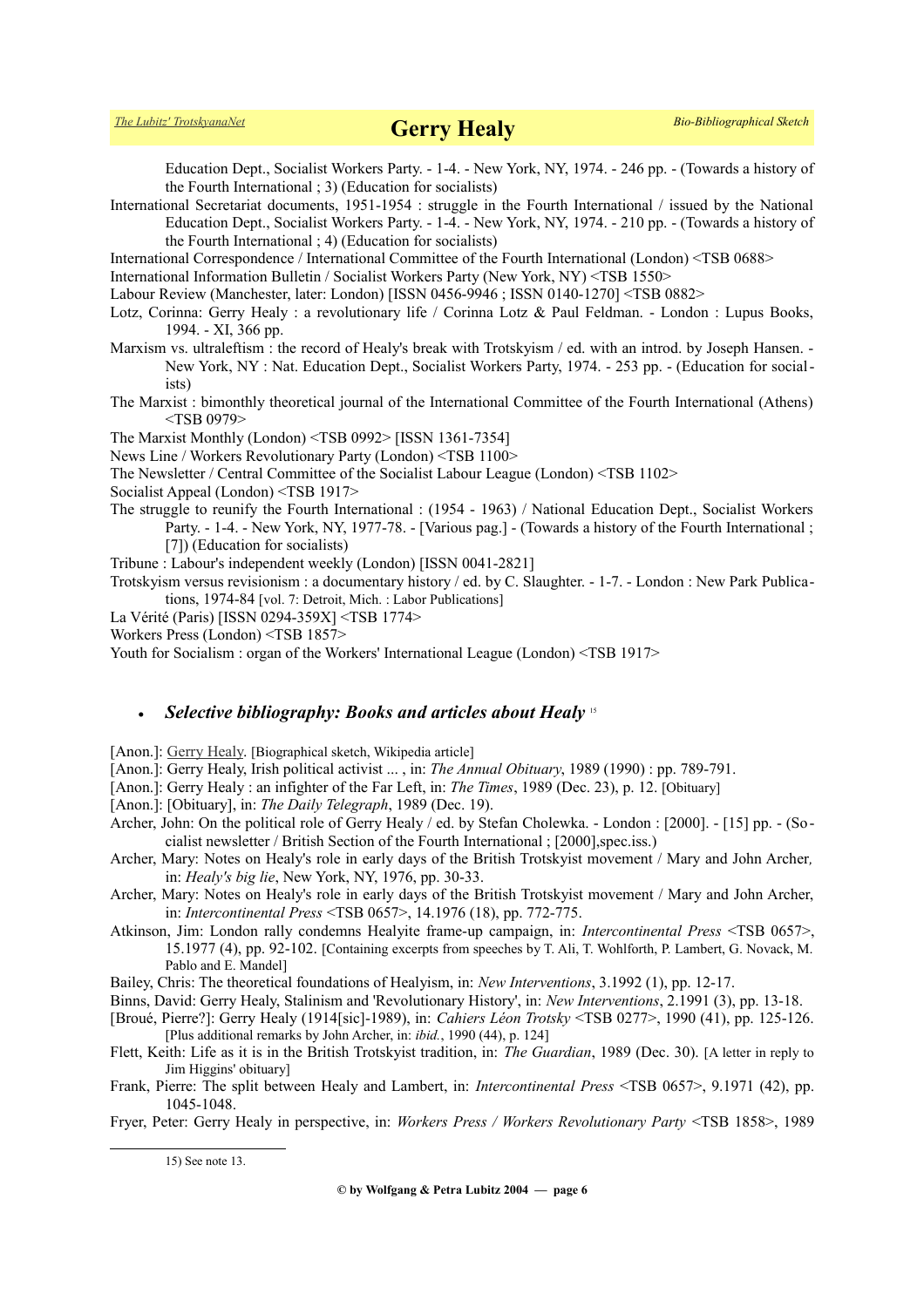Education Dept., Socialist Workers Party. - 1-4. - New York, NY, 1974. - 246 pp. - (Towards a history of the Fourth International ; 3) (Education for socialists)

International Secretariat documents, 1951-1954 : struggle in the Fourth International / issued by the National Education Dept., Socialist Workers Party. - 1-4. - New York, NY, 1974. - 210 pp. - (Towards a history of the Fourth International ; 4) (Education for socialists)

International Correspondence / International Committee of the Fourth International (London) <TSB 0688>

International Information Bulletin / Socialist Workers Party (New York, NY) <TSB 1550>

Labour Review (Manchester, later: London) [ISSN 0456-9946 ; ISSN 0140-1270] <TSB 0882>

Lotz, Corinna: Gerry Healy : a revolutionary life / Corinna Lotz & Paul Feldman. - London : Lupus Books, 1994. - XI, 366 pp.

Marxism vs. ultraleftism : the record of Healy's break with Trotskyism / ed. with an introd. by Joseph Hansen. - New York, NY : Nat. Education Dept., Socialist Workers Party, 1974. - 253 pp. - (Education for socialists)

The Marxist : bimonthly theoretical journal of the International Committee of the Fourth International (Athens) <TSB 0979>

The Marxist Monthly (London) <TSB 0992> [ISSN 1361-7354]

News Line / Workers Revolutionary Party (London) <TSB 1100>

The Newsletter / Central Committee of the Socialist Labour League (London) <TSB 1102>

Socialist Appeal (London) <TSB 1917>

The struggle to reunify the Fourth International : (1954 - 1963) / National Education Dept., Socialist Workers Party. - 1-4. - New York, NY, 1977-78. - [Various pag.] - (Towards a history of the Fourth International ; [7]) (Education for socialists)

Tribune : Labour's independent weekly (London) [ISSN 0041-2821]

Trotskyism versus revisionism : a documentary history / ed. by C. Slaughter. - 1-7. - London : New Park Publications, 1974-84 [vol. 7: Detroit, Mich. : Labor Publications]

La Vérité (Paris) [ISSN 0294-359X] <TSB 1774>

Workers Press (London) <TSB 1857>

Youth for Socialism : organ of the Workers' International League (London) <TSB 1917>

- ***Selective bibliography: Books and articles about Healy*** [15]

[Anon.]: Gerry Healy. [Biographical sketch, Wikipedia article]

[Anon.]: Gerry Healy, Irish political activist ... , in: *The Annual Obituary*, 1989 (1990) : pp. 789-791.

[Anon.]: Gerry Healy : an infighter of the Far Left, in: *The Times*, 1989 (Dec. 23), p. 12. [Obituary]

[Anon.]: [Obituary], in: *The Daily Telegraph*, 1989 (Dec. 19).

Archer, John: On the political role of Gerry Healy / ed. by Stefan Cholewka. - London : [2000]. - [15] pp. - (Socialist newsletter / British Section of the Fourth International ; [2000],spec.iss.)

Archer, Mary: Notes on Healy's role in early days of the British Trotskyist movement / Mary and John Archer, in: *Healy's big lie*, New York, NY, 1976, pp. 30-33.

Archer, Mary: Notes on Healy's role in early days of the British Trotskyist movement / Mary and John Archer, in: *Intercontinental Press* <TSB 0657>, 14.1976 (18), pp. 772-775.

Atkinson, Jim: London rally condemns Healyite frame-up campaign, in: *Intercontinental Press* <TSB 0657>, 15.1977 (4), pp. 92-102. [Containing excerpts from speeches by T. Ali, T. Wohlforth, P. Lambert, G. Novack, M. Pablo and E. Mandel]

Bailey, Chris: The theoretical foundations of Healyism, in: *New Interventions*, 3.1992 (1), pp. 12-17.

Binns, David: Gerry Healy, Stalinism and 'Revolutionary History', in: *New Interventions*, 2.1991 (3), pp. 13-18.

[Broué, Pierre?]: Gerry Healy (1914[sic]-1989), in: *Cahiers Léon Trotsky* <TSB 0277>, 1990 (41), pp. 125-126. [Plus additional remarks by John Archer, in: *ibid.*, 1990 (44), p. 124]

Flett, Keith: Life as it is in the British Trotskyist tradition, in: *The Guardian*, 1989 (Dec. 30). [A letter in reply to Jim Higgins' obituary]

Frank, Pierre: The split between Healy and Lambert, in: *Intercontinental Press* <TSB 0657>, 9.1971 (42), pp. 1045-1048.

Fryer, Peter: Gerry Healy in perspective, in: *Workers Press / Workers Revolutionary Party* <TSB 1858>, 1989

---

15) See note 13.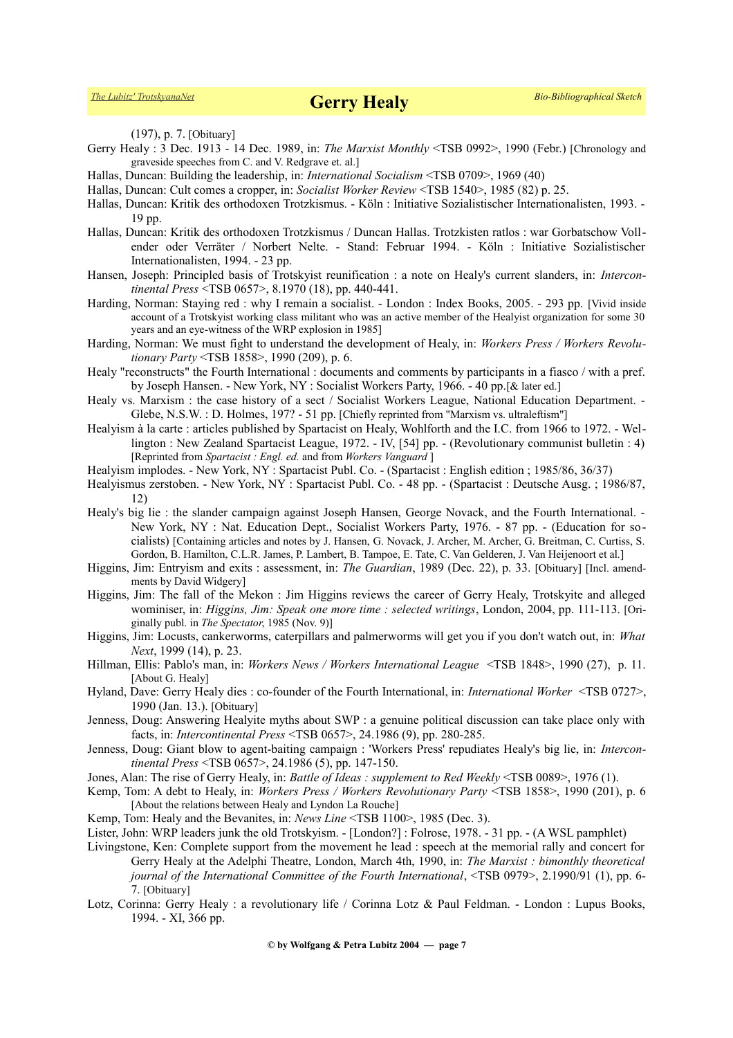(197), p. 7. [Obituary]

Gerry Healy : 3 Dec. 1913 - 14 Dec. 1989, in: *The Marxist Monthly* <TSB 0992>, 1990 (Febr.) [Chronology and graveside speeches from C. and V. Redgrave et. al.]

Hallas, Duncan: Building the leadership, in: *International Socialism* <TSB 0709>, 1969 (40)

Hallas, Duncan: Cult comes a cropper, in: *Socialist Worker Review* <TSB 1540>, 1985 (82) p. 25.

Hallas, Duncan: Kritik des orthodoxen Trotzkismus. - Köln : Initiative Sozialistischer Internationalisten, 1993. - 19 pp.

Hallas, Duncan: Kritik des orthodoxen Trotzkismus / Duncan Hallas. Trotzkisten ratlos : war Gorbatschow Vollender oder Verräter / Norbert Nelte. - Stand: Februar 1994. - Köln : Initiative Sozialistischer Internationalisten, 1994. - 23 pp.

Hansen, Joseph: Principled basis of Trotskyist reunification : a note on Healy's current slanders, in: *Intercontinental Press* <TSB 0657>, 8.1970 (18), pp. 440-441.

Harding, Norman: Staying red : why I remain a socialist. - London : Index Books, 2005. - 293 pp. [Vivid inside account of a Trotskyist working class militant who was an active member of the Healyist organization for some 30 years and an eye-witness of the WRP explosion in 1985]

Harding, Norman: We must fight to understand the development of Healy, in: *Workers Press / Workers Revolutionary Party* <TSB 1858>, 1990 (209), p. 6.

Healy "reconstructs" the Fourth International : documents and comments by participants in a fiasco / with a pref. by Joseph Hansen. - New York, NY : Socialist Workers Party, 1966. - 40 pp.[& later ed.]

Healy vs. Marxism : the case history of a sect / Socialist Workers League, National Education Department. - Glebe, N.S.W. : D. Holmes, 197? - 51 pp. [Chiefly reprinted from "Marxism vs. ultraleftism"]

Healyism à la carte : articles published by Spartacist on Healy, Wohlforth and the I.C. from 1966 to 1972. - Wellington : New Zealand Spartacist League, 1972. - IV, [54] pp. - (Revolutionary communist bulletin : 4) [Reprinted from *Spartacist : Engl. ed.* and from *Workers Vanguard* ]

Healyism implodes. - New York, NY : Spartacist Publ. Co. - (Spartacist : English edition ; 1985/86, 36/37)

Healyismus zerstoben. - New York, NY : Spartacist Publ. Co. - 48 pp. - (Spartacist : Deutsche Ausg. ; 1986/87, 12)

Healy's big lie : the slander campaign against Joseph Hansen, George Novack, and the Fourth International. - New York, NY : Nat. Education Dept., Socialist Workers Party, 1976. - 87 pp. - (Education for socialists) [Containing articles and notes by J. Hansen, G. Novack, J. Archer, M. Archer, G. Breitman, C. Curtiss, S. Gordon, B. Hamilton, C.L.R. James, P. Lambert, B. Tampoe, E. Tate, C. Van Gelderen, J. Van Heijenoort et al.]

Higgins, Jim: Entryism and exits : assessment, in: *The Guardian*, 1989 (Dec. 22), p. 33. [Obituary] [Incl. amendments by David Widgery]

Higgins, Jim: The fall of the Mekon : Jim Higgins reviews the career of Gerry Healy, Trotskyite and alleged wominiser, in: *Higgins, Jim: Speak one more time : selected writings*, London, 2004, pp. 111-113. [Originally publ. in *The Spectator*, 1985 (Nov. 9)]

Higgins, Jim: Locusts, cankerworms, caterpillars and palmerworms will get you if you don't watch out, in: *What Next*, 1999 (14), p. 23.

Hillman, Ellis: Pablo's man, in: *Workers News / Workers International League* <TSB 1848>, 1990 (27), p. 11. [About G. Healy]

Hyland, Dave: Gerry Healy dies : co-founder of the Fourth International, in: *International Worker* <TSB 0727>, 1990 (Jan. 13.). [Obituary]

Jenness, Doug: Answering Healyite myths about SWP : a genuine political discussion can take place only with facts, in: *Intercontinental Press* <TSB 0657>, 24.1986 (9), pp. 280-285.

Jenness, Doug: Giant blow to agent-baiting campaign : 'Workers Press' repudiates Healy's big lie, in: *Intercontinental Press* <TSB 0657>, 24.1986 (5), pp. 147-150.

Jones, Alan: The rise of Gerry Healy, in: *Battle of Ideas : supplement to Red Weekly* <TSB 0089>, 1976 (1).

Kemp, Tom: A debt to Healy, in: *Workers Press / Workers Revolutionary Party* <TSB 1858>, 1990 (201), p. 6 [About the relations between Healy and Lyndon La Rouche]

Kemp, Tom: Healy and the Bevanites, in: *News Line* <TSB 1100>, 1985 (Dec. 3).

Lister, John: WRP leaders junk the old Trotskyism. - [London?] : Folrose, 1978. - 31 pp. - (A WSL pamphlet)

Livingstone, Ken: Complete support from the movement he lead : speech at the memorial rally and concert for Gerry Healy at the Adelphi Theatre, London, March 4th, 1990, in: *The Marxist : bimonthly theoretical journal of the International Committee of the Fourth International*, <TSB 0979>, 2.1990/91 (1), pp. 6-7. [Obituary]

Lotz, Corinna: Gerry Healy : a revolutionary life / Corinna Lotz & Paul Feldman. - London : Lupus Books, 1994. - XI, 366 pp.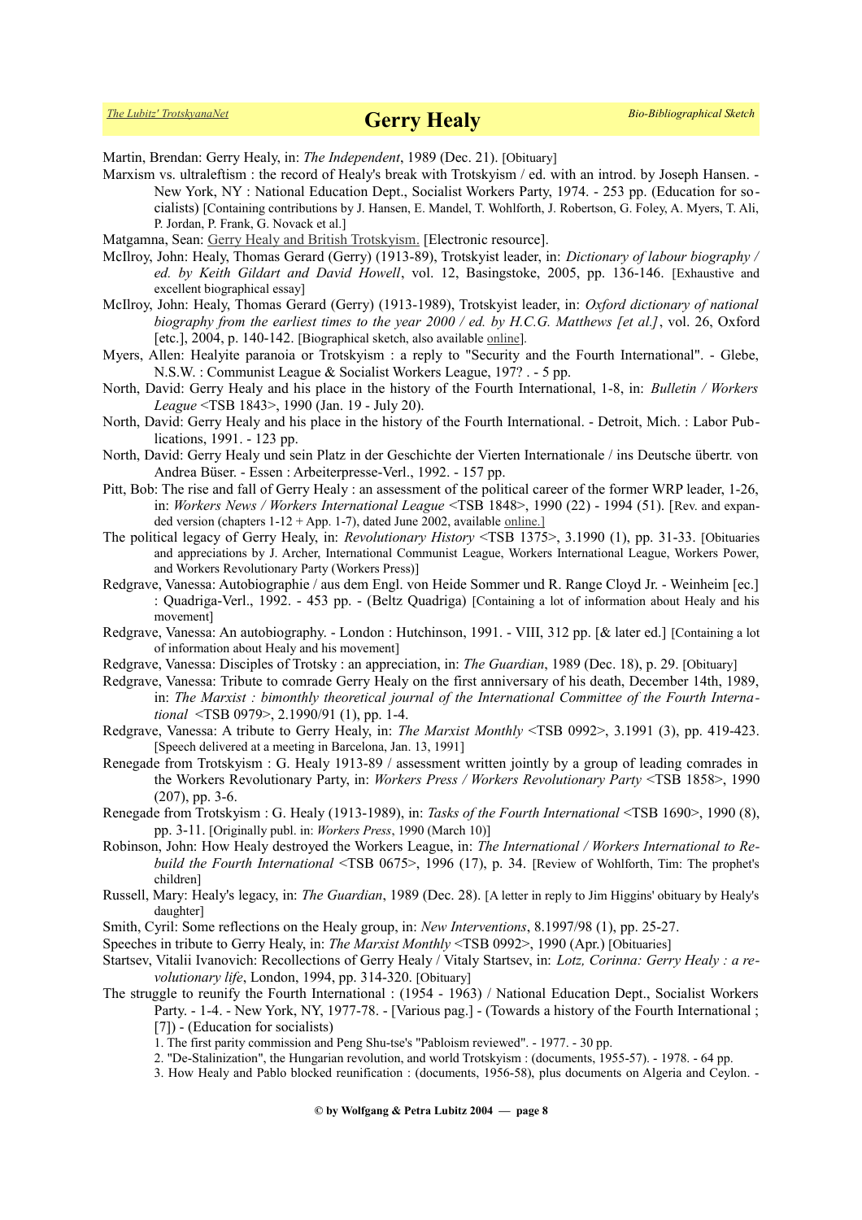Martin, Brendan: Gerry Healy, in: *The Independent*, 1989 (Dec. 21). [Obituary]

Marxism vs. ultraleftism : the record of Healy's break with Trotskyism / ed. with an introd. by Joseph Hansen. - New York, NY : National Education Dept., Socialist Workers Party, 1974. - 253 pp. (Education for socialists) [Containing contributions by J. Hansen, E. Mandel, T. Wohlforth, J. Robertson, G. Foley, A. Myers, T. Ali, P. Jordan, P. Frank, G. Novack et al.]

Matgamna, Sean: Gerry Healy and British Trotskyism. [Electronic resource].

McIlroy, John: Healy, Thomas Gerard (Gerry) (1913-89), Trotskyist leader, in: *Dictionary of labour biography / ed. by Keith Gildart and David Howell*, vol. 12, Basingstoke, 2005, pp. 136-146. [Exhaustive and excellent biographical essay]

McIlroy, John: Healy, Thomas Gerard (Gerry) (1913-1989), Trotskyist leader, in: *Oxford dictionary of national biography from the earliest times to the year 2000 / ed. by H.C.G. Matthews [et al.]*, vol. 26, Oxford [etc.], 2004, p. 140-142. [Biographical sketch, also available online].

Myers, Allen: Healyite paranoia or Trotskyism : a reply to "Security and the Fourth International". - Glebe, N.S.W. : Communist League & Socialist Workers League, 197? . - 5 pp.

North, David: Gerry Healy and his place in the history of the Fourth International, 1-8, in: *Bulletin / Workers League* <TSB 1843>, 1990 (Jan. 19 - July 20).

North, David: Gerry Healy and his place in the history of the Fourth International. - Detroit, Mich. : Labor Publications, 1991. - 123 pp.

North, David: Gerry Healy und sein Platz in der Geschichte der Vierten Internationale / ins Deutsche übertr. von Andrea Büser. - Essen : Arbeiterpresse-Verl., 1992. - 157 pp.

Pitt, Bob: The rise and fall of Gerry Healy : an assessment of the political career of the former WRP leader, 1-26, in: *Workers News / Workers International League* <TSB 1848>, 1990 (22) - 1994 (51). [Rev. and expanded version (chapters 1-12 + App. 1-7), dated June 2002, available online.]

The political legacy of Gerry Healy, in: *Revolutionary History* <TSB 1375>, 3.1990 (1), pp. 31-33. [Obituaries and appreciations by J. Archer, International Communist League, Workers International League, Workers Power, and Workers Revolutionary Party (Workers Press)]

Redgrave, Vanessa: Autobiographie / aus dem Engl. von Heide Sommer und R. Range Cloyd Jr. - Weinheim [ec.] : Quadriga-Verl., 1992. - 453 pp. - (Beltz Quadriga) [Containing a lot of information about Healy and his movement]

Redgrave, Vanessa: An autobiography. - London : Hutchinson, 1991. - VIII, 312 pp. [& later ed.] [Containing a lot of information about Healy and his movement]

Redgrave, Vanessa: Disciples of Trotsky : an appreciation, in: *The Guardian*, 1989 (Dec. 18), p. 29. [Obituary]

Redgrave, Vanessa: Tribute to comrade Gerry Healy on the first anniversary of his death, December 14th, 1989, in: *The Marxist : bimonthly theoretical journal of the International Committee of the Fourth International* <TSB 0979>, 2.1990/91 (1), pp. 1-4.

Redgrave, Vanessa: A tribute to Gerry Healy, in: *The Marxist Monthly* <TSB 0992>, 3.1991 (3), pp. 419-423. [Speech delivered at a meeting in Barcelona, Jan. 13, 1991]

Renegade from Trotskyism : G. Healy 1913-89 / assessment written jointly by a group of leading comrades in the Workers Revolutionary Party, in: *Workers Press / Workers Revolutionary Party* <TSB 1858>, 1990 (207), pp. 3-6.

Renegade from Trotskyism : G. Healy (1913-1989), in: *Tasks of the Fourth International* <TSB 1690>, 1990 (8), pp. 3-11. [Originally publ. in: *Workers Press*, 1990 (March 10)]

Robinson, John: How Healy destroyed the Workers League, in: *The International / Workers International to Rebuild the Fourth International* <TSB 0675>, 1996 (17), p. 34. [Review of Wohlforth, Tim: The prophet's children]

Russell, Mary: Healy's legacy, in: *The Guardian*, 1989 (Dec. 28). [A letter in reply to Jim Higgins' obituary by Healy's daughter]

Smith, Cyril: Some reflections on the Healy group, in: *New Interventions*, 8.1997/98 (1), pp. 25-27.

Speeches in tribute to Gerry Healy, in: *The Marxist Monthly* <TSB 0992>, 1990 (Apr.) [Obituaries]

Startsev, Vitalii Ivanovich: Recollections of Gerry Healy / Vitaly Startsev, in: *Lotz, Corinna: Gerry Healy : a revolutionary life*, London, 1994, pp. 314-320. [Obituary]

The struggle to reunify the Fourth International : (1954 - 1963) / National Education Dept., Socialist Workers Party. - 1-4. - New York, NY, 1977-78. - [Various pag.] - (Towards a history of the Fourth International ; [7]) - (Education for socialists)

1. The first parity commission and Peng Shu-tse's "Pabloism reviewed". - 1977. - 30 pp.
2. "De-Stalinization", the Hungarian revolution, and world Trotskyism : (documents, 1955-57). - 1978. - 64 pp.
3. How Healy and Pablo blocked reunification : (documents, 1956-58), plus documents on Algeria and Ceylon. -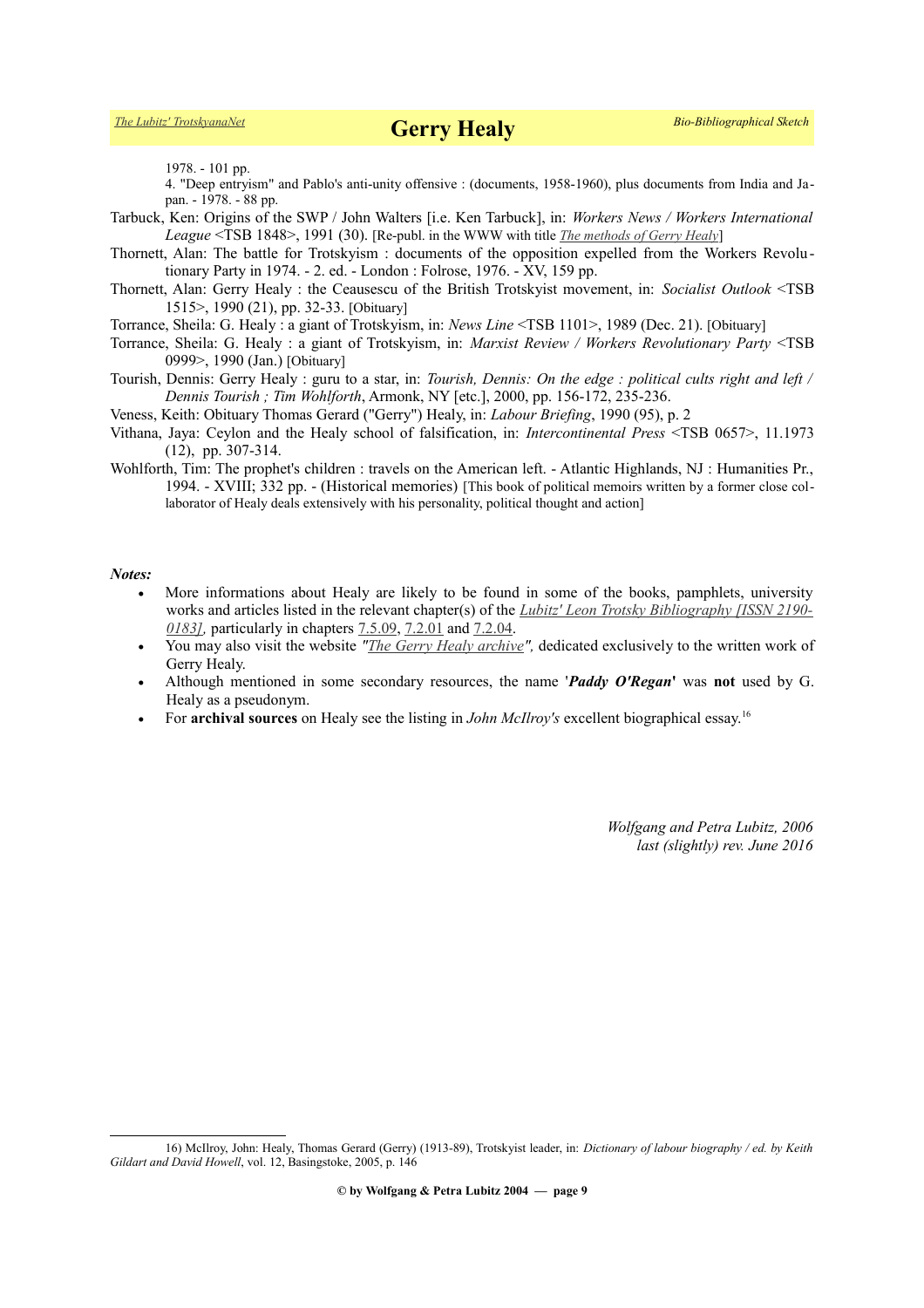1978. - 101 pp.

4. "Deep entryism" and Pablo's anti-unity offensive : (documents, 1958-1960), plus documents from India and Japan. - 1978. - 88 pp.

Tarbuck, Ken: Origins of the SWP / John Walters [i.e. Ken Tarbuck], in: *Workers News / Workers International League* <TSB 1848>, 1991 (30). [Re-publ. in the WWW with title *The methods of Gerry Healy*]

Thornett, Alan: The battle for Trotskyism : documents of the opposition expelled from the Workers Revolutionary Party in 1974. - 2. ed. - London : Folrose, 1976. - XV, 159 pp.

Thornett, Alan: Gerry Healy : the Ceausescu of the British Trotskyist movement, in: *Socialist Outlook* <TSB 1515>, 1990 (21), pp. 32-33. [Obituary]

Torrance, Sheila: G. Healy : a giant of Trotskyism, in: *News Line* <TSB 1101>, 1989 (Dec. 21). [Obituary]

Torrance, Sheila: G. Healy : a giant of Trotskyism, in: *Marxist Review / Workers Revolutionary Party* <TSB 0999>, 1990 (Jan.) [Obituary]

Tourish, Dennis: Gerry Healy : guru to a star, in: *Tourish, Dennis: On the edge : political cults right and left / Dennis Tourish ; Tim Wohlforth*, Armonk, NY [etc.], 2000, pp. 156-172, 235-236.

Veness, Keith: Obituary Thomas Gerard ("Gerry") Healy, in: *Labour Briefing*, 1990 (95), p. 2

Vithana, Jaya: Ceylon and the Healy school of falsification, in: *Intercontinental Press* <TSB 0657>, 11.1973 (12), pp. 307-314.

Wohlforth, Tim: The prophet's children : travels on the American left. - Atlantic Highlands, NJ : Humanities Pr., 1994. - XVIII; 332 pp. - (Historical memories) [This book of political memoirs written by a former close collaborator of Healy deals extensively with his personality, political thought and action]

***Notes:***

- More informations about Healy are likely to be found in some of the books, pamphlets, university works and articles listed in the relevant chapter(s) of the *Lubitz' Leon Trotsky Bibliography [ISSN 2190-0183],* particularly in chapters 7.5.09, 7.2.01 and 7.2.04.
- You may also visit the website *"The Gerry Healy archive",* dedicated exclusively to the written work of Gerry Healy.
- Although mentioned in some secondary resources, the name '***Paddy O'Regan***' was **not** used by G. Healy as a pseudonym.
- For **archival sources** on Healy see the listing in *John McIlroy's* excellent biographical essay.[16]

*Wolfgang and Petra Lubitz, 2006*
*last (slightly) rev. June 2016*

---

16) McIlroy, John: Healy, Thomas Gerard (Gerry) (1913-89), Trotskyist leader, in: *Dictionary of labour biography / ed. by Keith Gildart and David Howell*, vol. 12, Basingstoke, 2005, p. 146